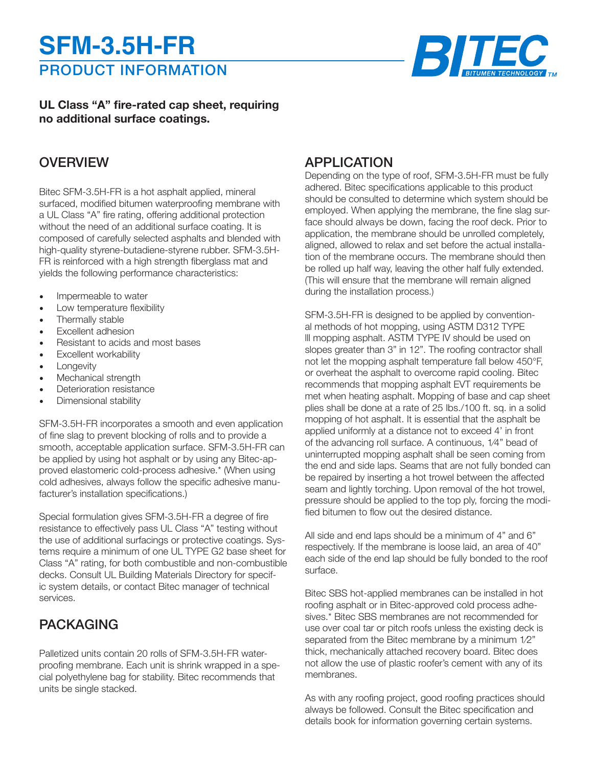# SFM-3.5H-FR

## PRODUCT INFORMATION

**UL Class "A" fire-rated cap sheet, requiring no additional surface coatings.**

## OVERVIEW

Bitec SFM-3.5H-FR is a hot asphalt applied, mineral surfaced, modified bitumen waterproofing membrane with a UL Class "A" fire rating, offering additional protection without the need of an additional surface coating. It is composed of carefully selected asphalts and blended with high-quality styrene-butadiene-styrene rubber. SFM-3.5H-FR is reinforced with a high strength fiberglass mat and yields the following performance characteristics:

- Impermeable to water
- Low temperature flexibility
- Thermally stable
- Excellent adhesion
- Resistant to acids and most bases
- Excellent workability
- Longevity
- Mechanical strength
- Deterioration resistance
- Dimensional stability

SFM-3.5H-FR incorporates a smooth and even application of fine slag to prevent blocking of rolls and to provide a smooth, acceptable application surface. SFM-3.5H-FR can be applied by using hot asphalt or by using any Bitec-approved elastomeric cold-process adhesive.* (When using cold adhesives, always follow the specific adhesive manufacturer's installation specifications.)

Special formulation gives SFM-3.5H-FR a degree of fire resistance to effectively pass UL Class "A" testing without the use of additional surfacings or protective coatings. Systems require a minimum of one UL TYPE G2 base sheet for Class "A" rating, for both combustible and non-combustible decks. Consult UL Building Materials Directory for specific system details, or contact Bitec manager of technical services.

## PACKAGING

Palletized units contain 20 rolls of SFM-3.5H-FR waterproofing membrane. Each unit is shrink wrapped in a special polyethylene bag for stability. Bitec recommends that units be single stacked.

## APPLICATION

Depending on the type of roof, SFM-3.5H-FR must be fully adhered. Bitec specifications applicable to this product should be consulted to determine which system should be employed. When applying the membrane, the fine slag surface should always be down, facing the roof deck. Prior to application, the membrane should be unrolled completely, aligned, allowed to relax and set before the actual installation of the membrane occurs. The membrane should then be rolled up half way, leaving the other half fully extended. (This will ensure that the membrane will remain aligned during the installation process.)

SFM-3.5H-FR is designed to be applied by conventional methods of hot mopping, using ASTM D312 TYPE lll mopping asphalt. ASTM TYPE lV should be used on slopes greater than 3" in 12". The roofing contractor shall not let the mopping asphalt temperature fall below 450°F, or overheat the asphalt to overcome rapid cooling. Bitec recommends that mopping asphalt EVT requirements be met when heating asphalt. Mopping of base and cap sheet plies shall be done at a rate of 25 lbs./100 ft. sq. in a solid mopping of hot asphalt. It is essential that the asphalt be applied uniformly at a distance not to exceed 4' in front of the advancing roll surface. A continuous, 1⁄4" bead of uninterrupted mopping asphalt shall be seen coming from the end and side laps. Seams that are not fully bonded can be repaired by inserting a hot trowel between the affected seam and lightly torching. Upon removal of the hot trowel, pressure should be applied to the top ply, forcing the modified bitumen to flow out the desired distance.

All side and end laps should be a minimum of 4" and 6" respectively. If the membrane is loose laid, an area of 40" each side of the end lap should be fully bonded to the roof surface.

Bitec SBS hot-applied membranes can be installed in hot roofing asphalt or in Bitec-approved cold process adhesives.* Bitec SBS membranes are not recommended for use over coal tar or pitch roofs unless the existing deck is separated from the Bitec membrane by a minimum 1⁄2" thick, mechanically attached recovery board. Bitec does not allow the use of plastic roofer's cement with any of its membranes.

As with any roofing project, good roofing practices should always be followed. Consult the Bitec specification and details book for information governing certain systems.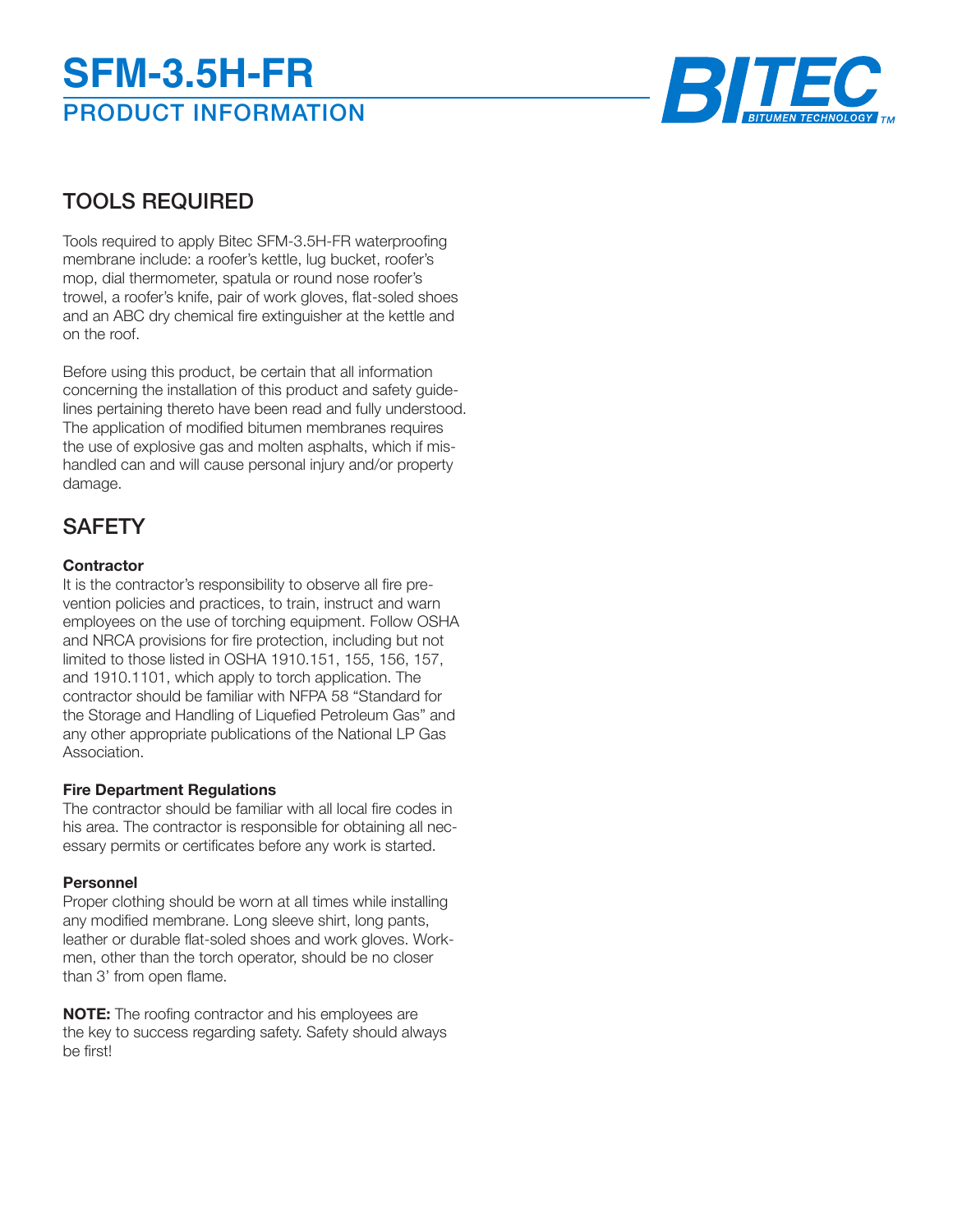# SFM-3.5H-FR

## PRODUCT INFORMATION

## TOOLS REQUIRED

Tools required to apply Bitec SFM-3.5H-FR waterproofing membrane include: a roofer's kettle, lug bucket, roofer's mop, dial thermometer, spatula or round nose roofer's trowel, a roofer's knife, pair of work gloves, flat-soled shoes and an ABC dry chemical fire extinguisher at the kettle and on the roof.

Before using this product, be certain that all information concerning the installation of this product and safety guidelines pertaining thereto have been read and fully understood. The application of modified bitumen membranes requires the use of explosive gas and molten asphalts, which if mishandled can and will cause personal injury and/or property damage.

## SAFETY

**Contractor**
It is the contractor's responsibility to observe all fire prevention policies and practices, to train, instruct and warn employees on the use of torching equipment. Follow OSHA and NRCA provisions for fire protection, including but not limited to those listed in OSHA 1910.151, 155, 156, 157, and 1910.1101, which apply to torch application. The contractor should be familiar with NFPA 58 "Standard for the Storage and Handling of Liquefied Petroleum Gas" and any other appropriate publications of the National LP Gas Association.

**Fire Department Regulations**
The contractor should be familiar with all local fire codes in his area. The contractor is responsible for obtaining all necessary permits or certificates before any work is started.

**Personnel**
Proper clothing should be worn at all times while installing any modified membrane. Long sleeve shirt, long pants, leather or durable flat-soled shoes and work gloves. Workmen, other than the torch operator, should be no closer than 3' from open flame.

**NOTE:** The roofing contractor and his employees are the key to success regarding safety. Safety should always be first!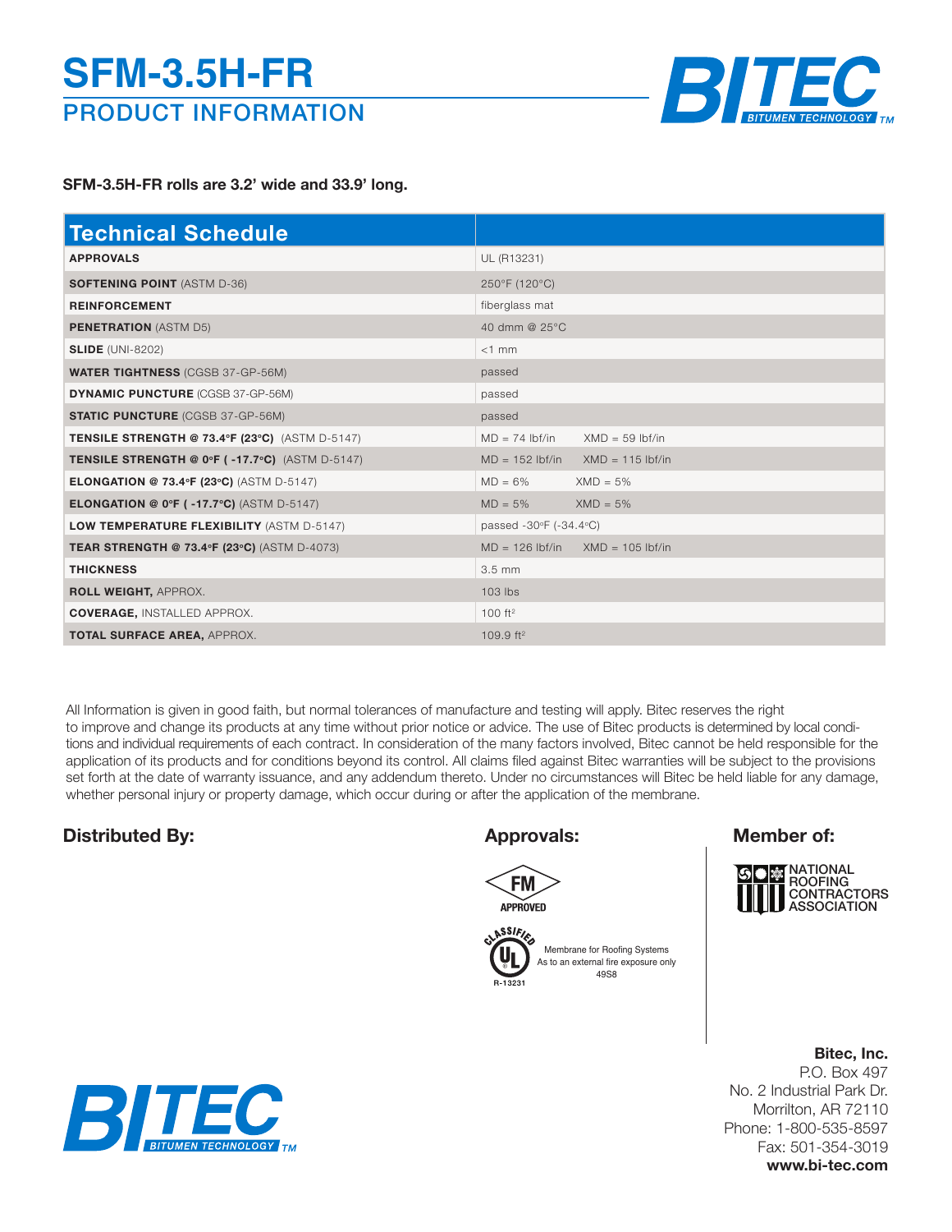# SFM-3.5H-FR

## PRODUCT INFORMATION

**SFM-3.5H-FR rolls are 3.2' wide and 33.9' long.**

| Technical Schedule | |
|---|---|
| **APPROVALS** | UL (R13231) |
| **SOFTENING POINT** (ASTM D-36) | 250°F (120°C) |
| **REINFORCEMENT** | fiberglass mat |
| **PENETRATION** (ASTM D5) | 40 dmm @ 25°C |
| **SLIDE** (UNI-8202) | <1 mm |
| **WATER TIGHTNESS** (CGSB 37-GP-56M) | passed |
| **DYNAMIC PUNCTURE** (CGSB 37-GP-56M) | passed |
| **STATIC PUNCTURE** (CGSB 37-GP-56M) | passed |
| **TENSILE STRENGTH @ 73.4°F (23°C)** (ASTM D-5147) | MD = 74 lbf/in XMD = 59 lbf/in |
| **TENSILE STRENGTH @ 0°F ( -17.7°C)** (ASTM D-5147) | MD = 152 lbf/in XMD = 115 lbf/in |
| **ELONGATION @ 73.4°F (23°C)** (ASTM D-5147) | MD = 6% XMD = 5% |
| **ELONGATION @ 0°F ( -17.7°C)** (ASTM D-5147) | MD = 5% XMD = 5% |
| **LOW TEMPERATURE FLEXIBILITY** (ASTM D-5147) | passed -30°F (-34.4°C) |
| **TEAR STRENGTH @ 73.4°F (23°C)** (ASTM D-4073) | MD = 126 lbf/in XMD = 105 lbf/in |
| **THICKNESS** | 3.5 mm |
| **ROLL WEIGHT,** APPROX. | 103 lbs |
| **COVERAGE,** INSTALLED APPROX. | 100 ft² |
| **TOTAL SURFACE AREA,** APPROX. | 109.9 ft² |

All Information is given in good faith, but normal tolerances of manufacture and testing will apply. Bitec reserves the right to improve and change its products at any time without prior notice or advice. The use of Bitec products is determined by local conditions and individual requirements of each contract. In consideration of the many factors involved, Bitec cannot be held responsible for the application of its products and for conditions beyond its control. All claims filed against Bitec warranties will be subject to the provisions set forth at the date of warranty issuance, and any addendum thereto. Under no circumstances will Bitec be held liable for any damage, whether personal injury or property damage, which occur during or after the application of the membrane.

## Distributed By:

## Approvals:

FM APPROVED

CLASSIFIED UL R-13231

Membrane for Roofing Systems
As to an external fire exposure only
49S8

## Member of:

NATIONAL ROOFING CONTRACTORS ASSOCIATION

**Bitec, Inc.**
P.O. Box 497
No. 2 Industrial Park Dr.
Morrilton, AR 72110
Phone: 1-800-535-8597
Fax: 501-354-3019
**www.bi-tec.com**